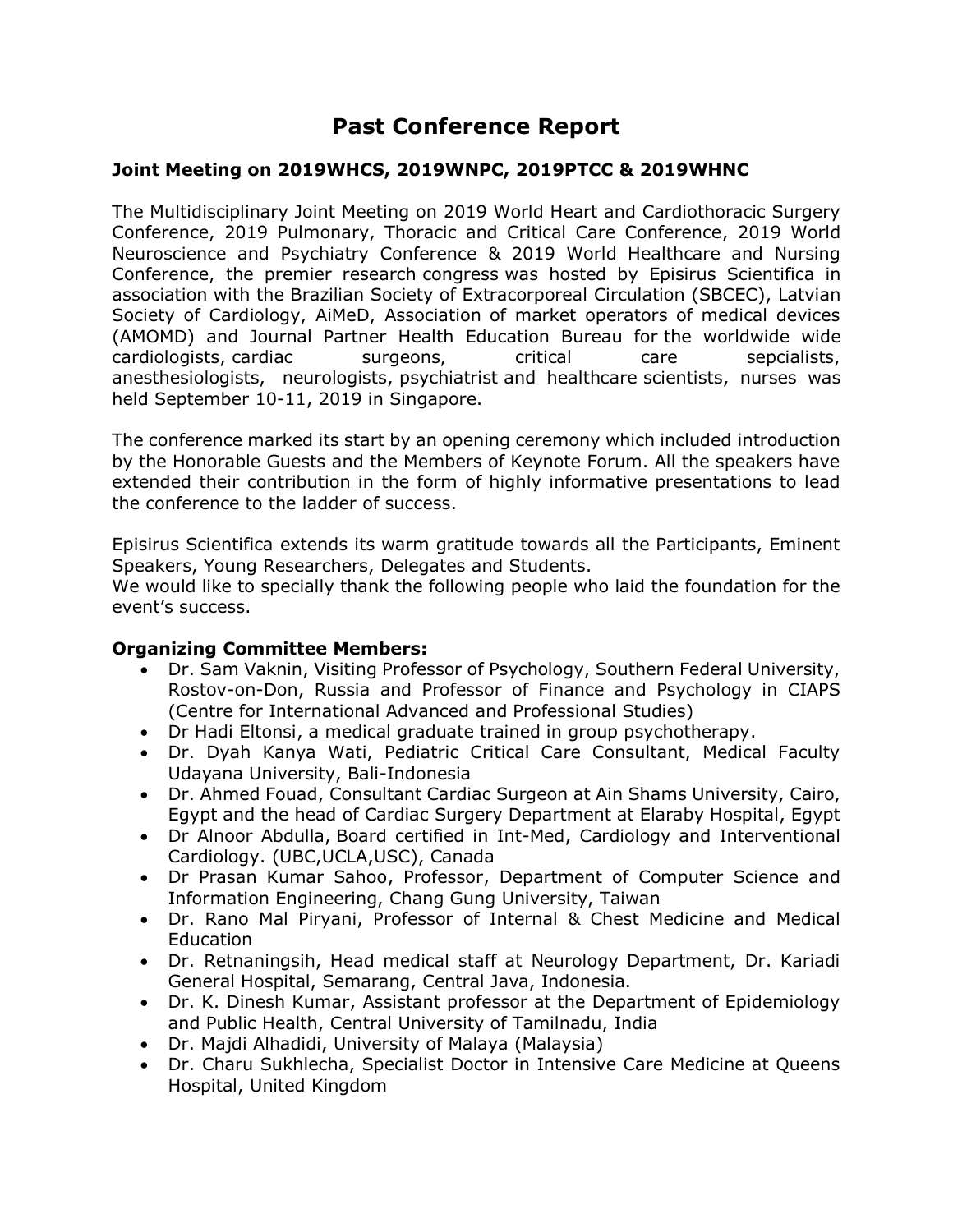# Past Conference Report

## Joint Meeting on 2019WHCS, 2019WNPC, 2019PTCC & 2019WHNC

The Multidisciplinary Joint Meeting on 2019 World Heart and Cardiothoracic Surgery Conference, 2019 Pulmonary, Thoracic and Critical Care Conference, 2019 World Neuroscience and Psychiatry Conference & 2019 World Healthcare and Nursing Conference, the premier research congress was hosted by Episirus Scientifica in association with the Brazilian Society of Extracorporeal Circulation (SBCEC), Latvian Society of Cardiology, AiMeD, Association of market operators of medical devices (AMOMD) and Journal Partner Health Education Bureau for the worldwide wide cardiologists, cardiac surgeons, critical care sepcialists, anesthesiologists, neurologists, psychiatrist and healthcare scientists, nurses was held September 10-11, 2019 in Singapore.

The conference marked its start by an opening ceremony which included introduction by the Honorable Guests and the Members of Keynote Forum. All the speakers have extended their contribution in the form of highly informative presentations to lead the conference to the ladder of success.

Episirus Scientifica extends its warm gratitude towards all the Participants, Eminent Speakers, Young Researchers, Delegates and Students.
We would like to specially thank the following people who laid the foundation for the event's success.

**Organizing Committee Members:**

- Dr. Sam Vaknin, Visiting Professor of Psychology, Southern Federal University, Rostov-on-Don, Russia and Professor of Finance and Psychology in CIAPS (Centre for International Advanced and Professional Studies)
- Dr Hadi Eltonsi, a medical graduate trained in group psychotherapy.
- Dr. Dyah Kanya Wati, Pediatric Critical Care Consultant, Medical Faculty Udayana University, Bali-Indonesia
- Dr. Ahmed Fouad, Consultant Cardiac Surgeon at Ain Shams University, Cairo, Egypt and the head of Cardiac Surgery Department at Elaraby Hospital, Egypt
- Dr Alnoor Abdulla, Board certified in Int-Med, Cardiology and Interventional Cardiology. (UBC,UCLA,USC), Canada
- Dr Prasan Kumar Sahoo, Professor, Department of Computer Science and Information Engineering, Chang Gung University, Taiwan
- Dr. Rano Mal Piryani, Professor of Internal & Chest Medicine and Medical Education
- Dr. Retnaningsih, Head medical staff at Neurology Department, Dr. Kariadi General Hospital, Semarang, Central Java, Indonesia.
- Dr. K. Dinesh Kumar, Assistant professor at the Department of Epidemiology and Public Health, Central University of Tamilnadu, India
- Dr. Majdi Alhadidi, University of Malaya (Malaysia)
- Dr. Charu Sukhlecha, Specialist Doctor in Intensive Care Medicine at Queens Hospital, United Kingdom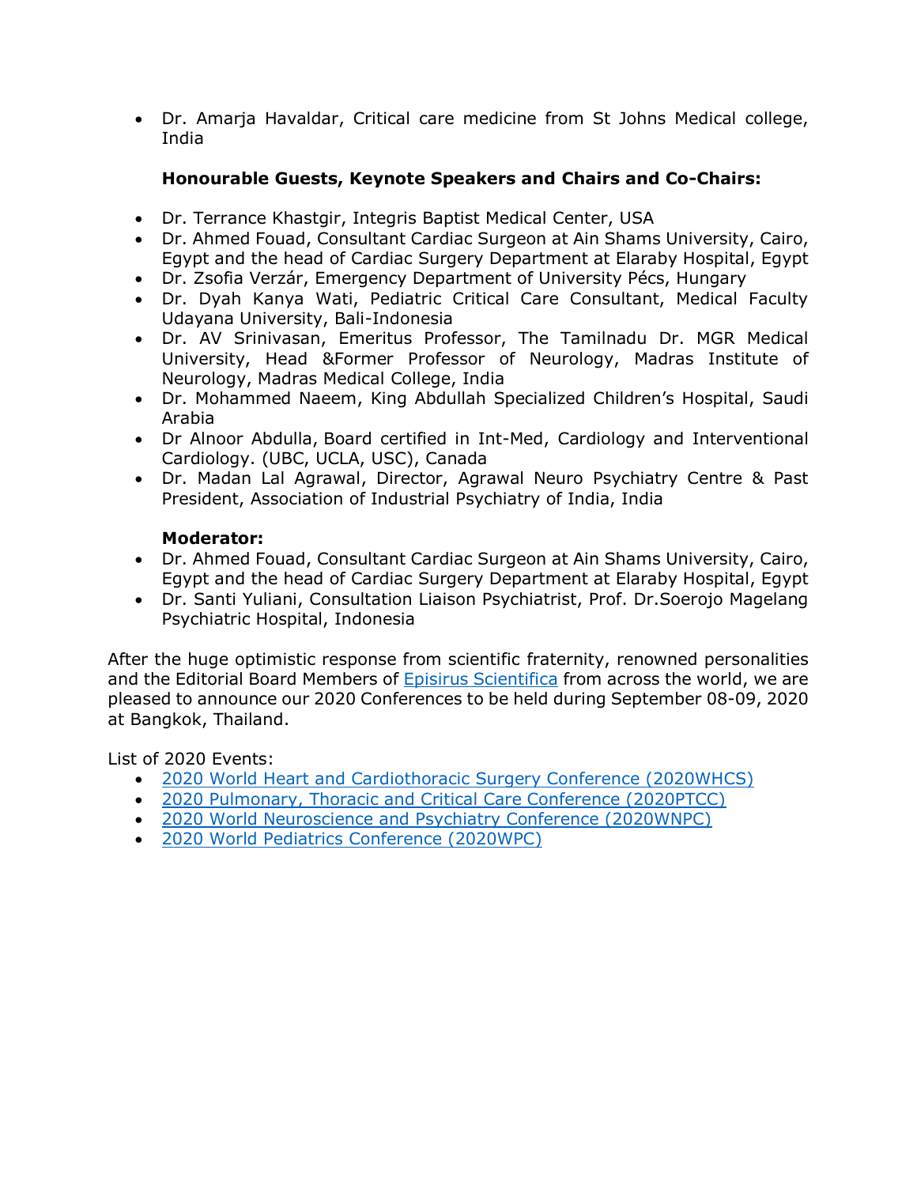- Dr. Amarja Havaldar, Critical care medicine from St Johns Medical college, India

**Honourable Guests, Keynote Speakers and Chairs and Co-Chairs:**

- Dr. Terrance Khastgir, Integris Baptist Medical Center, USA
- Dr. Ahmed Fouad, Consultant Cardiac Surgeon at Ain Shams University, Cairo, Egypt and the head of Cardiac Surgery Department at Elaraby Hospital, Egypt
- Dr. Zsofia Verzár, Emergency Department of University Pécs, Hungary
- Dr. Dyah Kanya Wati, Pediatric Critical Care Consultant, Medical Faculty Udayana University, Bali-Indonesia
- Dr. AV Srinivasan, Emeritus Professor, The Tamilnadu Dr. MGR Medical University, Head &Former Professor of Neurology, Madras Institute of Neurology, Madras Medical College, India
- Dr. Mohammed Naeem, King Abdullah Specialized Children's Hospital, Saudi Arabia
- Dr Alnoor Abdulla, Board certified in Int-Med, Cardiology and Interventional Cardiology. (UBC, UCLA, USC), Canada
- Dr. Madan Lal Agrawal, Director, Agrawal Neuro Psychiatry Centre & Past President, Association of Industrial Psychiatry of India, India

**Moderator:**

- Dr. Ahmed Fouad, Consultant Cardiac Surgeon at Ain Shams University, Cairo, Egypt and the head of Cardiac Surgery Department at Elaraby Hospital, Egypt
- Dr. Santi Yuliani, Consultation Liaison Psychiatrist, Prof. Dr.Soerojo Magelang Psychiatric Hospital, Indonesia

After the huge optimistic response from scientific fraternity, renowned personalities and the Editorial Board Members of Episirus Scientifica from across the world, we are pleased to announce our 2020 Conferences to be held during September 08-09, 2020 at Bangkok, Thailand.

List of 2020 Events:

- 2020 World Heart and Cardiothoracic Surgery Conference (2020WHCS)
- 2020 Pulmonary, Thoracic and Critical Care Conference (2020PTCC)
- 2020 World Neuroscience and Psychiatry Conference (2020WNPC)
- 2020 World Pediatrics Conference (2020WPC)